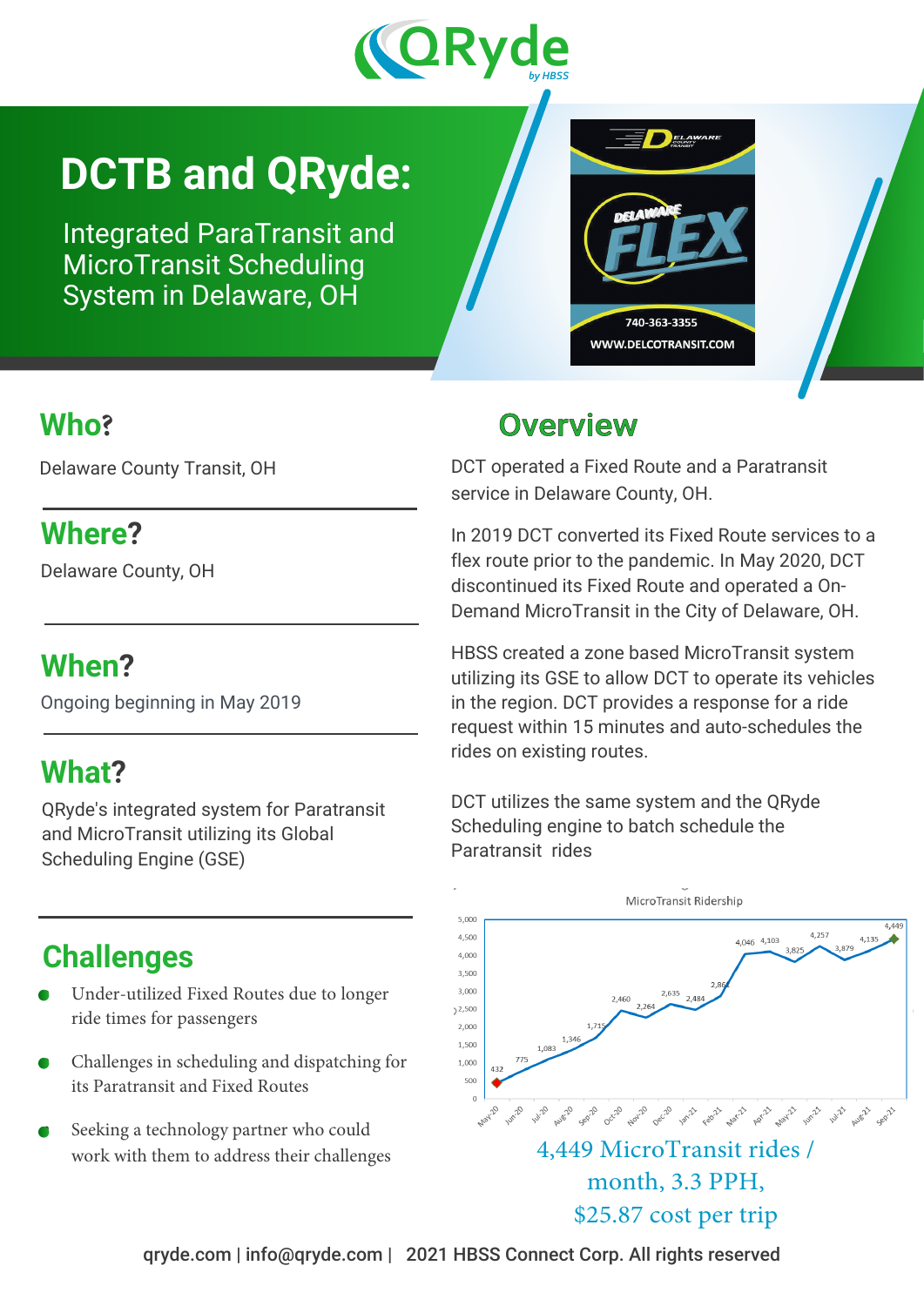# DCTB and QRyde:

Integrated ParaTransit and MicroTransit Scheduling System in Delaware, OH

## Who?

Delaware County Transit, OH

## Where?

Delaware County, OH

## When?

Ongoing beginning in May 2019

## What?

QRyde's integrated system for Paratransit and MicroTransit utilizing its Global Scheduling Engine (GSE)

## Challenges

- Under-utilized Fixed Routes due to longer ride times for passengers
- Challenges in scheduling and dispatching for its Paratransit and Fixed Routes
- Seeking a technology partner who could work with them to address their challenges

## Overview

DCT operated a Fixed Route and a Paratransit service in Delaware County, OH.

In 2019 DCT converted its Fixed Route services to a flex route prior to the pandemic. In May 2020, DCT discontinued its Fixed Route and operated a On-Demand MicroTransit in the City of Delaware, OH.

HBSS created a zone based MicroTransit system utilizing its GSE to allow DCT to operate its vehicles in the region. DCT provides a response for a ride request within 15 minutes and auto-schedules the rides on existing routes.

DCT utilizes the same system and the QRyde Scheduling engine to batch schedule the Paratransit rides

MicroTransit Ridership

| Month | Rides |
|---|---|
| May-20 | 432 |
| Jun-20 | 775 |
| Jul-20 | 1,083 |
| Aug-20 | 1,346 |
| Sep-20 | 1,715 |
| Oct-20 | 2,460 |
| Nov-20 | 2,264 |
| Dec-20 | 2,635 |
| Jan-21 | 2,484 |
| Feb-21 | 2,86 |
| Mar-21 | 4,046 |
| Apr-21 | 4,103 |
| May-21 | 3,825 |
| Jun-21 | 4,257 |
| Jul-21 | 3,879 |
| Aug-21 | 4,135 |
| Sep-21 | 4,449 |

4,449 MicroTransit rides / month, 3.3 PPH, $25.87 cost per trip

qryde.com | info@qryde.com | 2021 HBSS Connect Corp. All rights reserved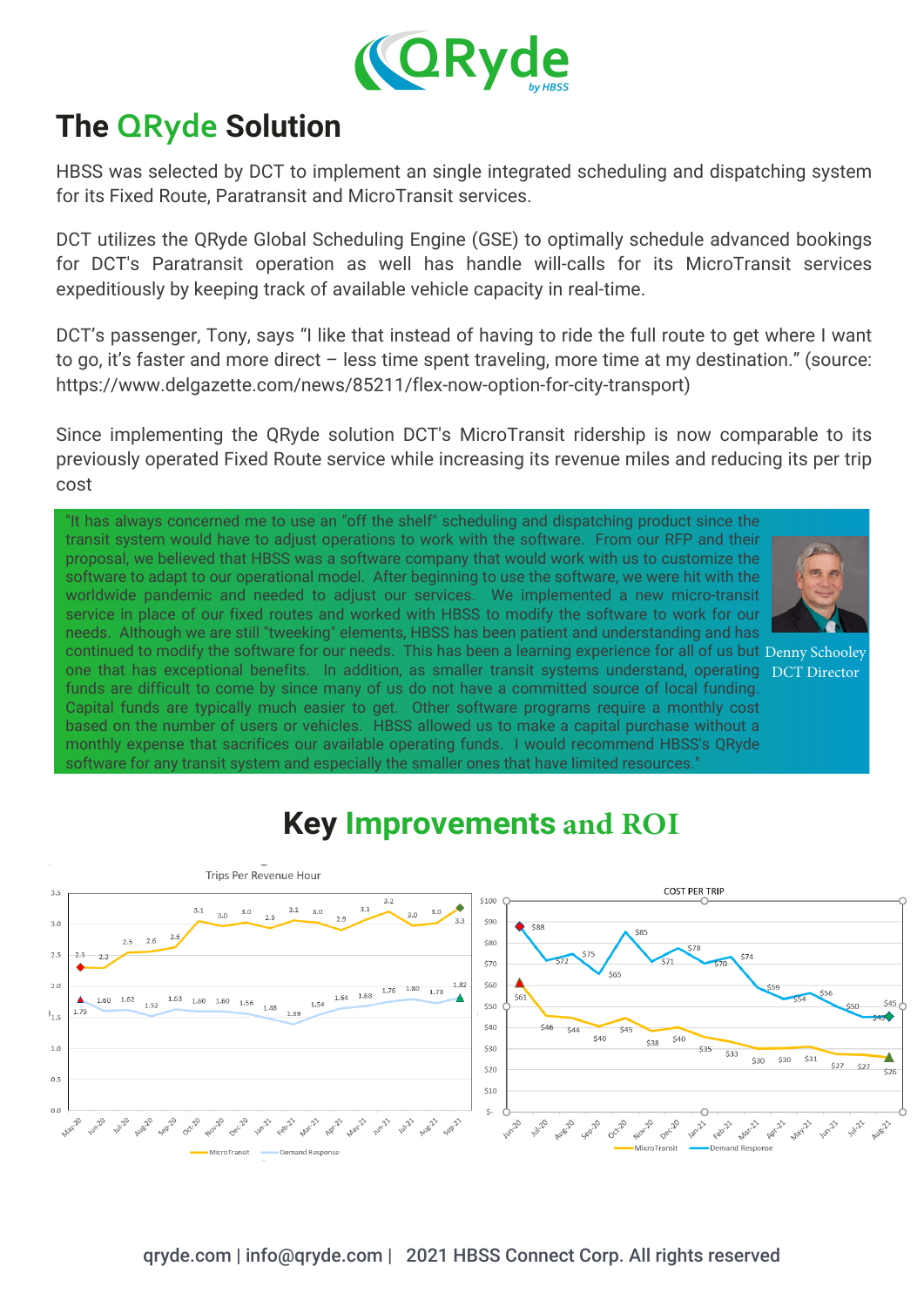# The QRyde Solution

HBSS was selected by DCT to implement an single integrated scheduling and dispatching system for its Fixed Route, Paratransit and MicroTransit services.

DCT utilizes the QRyde Global Scheduling Engine (GSE) to optimally schedule advanced bookings for DCT's Paratransit operation as well has handle will-calls for its MicroTransit services expeditiously by keeping track of available vehicle capacity in real-time.

DCT's passenger, Tony, says "I like that instead of having to ride the full route to get where I want to go, it's faster and more direct – less time spent traveling, more time at my destination." (source: https://www.delgazette.com/news/85211/flex-now-option-for-city-transport)

Since implementing the QRyde solution DCT's MicroTransit ridership is now comparable to its previously operated Fixed Route service while increasing its revenue miles and reducing its per trip cost

"It has always concerned me to use an "off the shelf" scheduling and dispatching product since the transit system would have to adjust operations to work with the software. From our RFP and their proposal, we believed that HBSS was a software company that would work with us to customize the software to adapt to our operational model. After beginning to use the software, we were hit with the worldwide pandemic and needed to adjust our services. We implemented a new micro-transit service in place of our fixed routes and worked with HBSS to modify the software to work for our needs. Although we are still "tweeking" elements, HBSS has been patient and understanding and has continued to modify the software for our needs. This has been a learning experience for all of us but one that has exceptional benefits. In addition, as smaller transit systems understand, operating funds are difficult to come by since many of us do not have a committed source of local funding. Capital funds are typically much easier to get. Other software programs require a monthly cost based on the number of users or vehicles. HBSS allowed us to make a capital purchase without a monthly expense that sacrifices our available operating funds. I would recommend HBSS's QRyde software for any transit system and especially the smaller ones that have limited resources."

Denny Schooley
DCT Director

## Key Improvements and ROI

Trips Per Revenue Hour

MicroTransit: 2.3, 2.3, 2.5, 2.6, 2.6, 3.1, 3.0, 3.0, 2.9, 3.1, 3.0, 2.9, 3.1, 3.2, 3.0, 3.0, 3.3

Demand Response: 1.79, 1.60, 1.62, 1.52, 1.63, 1.60, 1.60, 1.56, 1.48, 1.39, 1.54, 1.64, 1.68, 1.76, 1.80, 1.73, 1.82

May-20, Jun-20, Jul-20, Aug-20, Sep-20, Oct-20, Nov-20, Dec-20, Jan-21, Feb-21, Mar-21, Apr-21, May-21, Jun-21, Jul-21, Aug-21, Sep-21

MicroTransit — Demand Response

COST PER TRIP

Demand Response: $88, $72, $75, $65, $85, $71, $78, $70, $74, $59, $54, $56, $50, $45, $45

MicroTransit: $61, $46, $44, $40, $45, $38, $40, $35, $33, $30, $30, $31, $27, $27, $26

Jun-20, Jul-20, Aug-20, Sep-20, Oct-20, Nov-20, Dec-20, Jan-21, Feb-21, Mar-21, Apr-21, May-21, Jun-21, Jul-21, Aug-21

MicroTransit — Demand Response

qryde.com | info@qryde.com | 2021 HBSS Connect Corp. All rights reserved